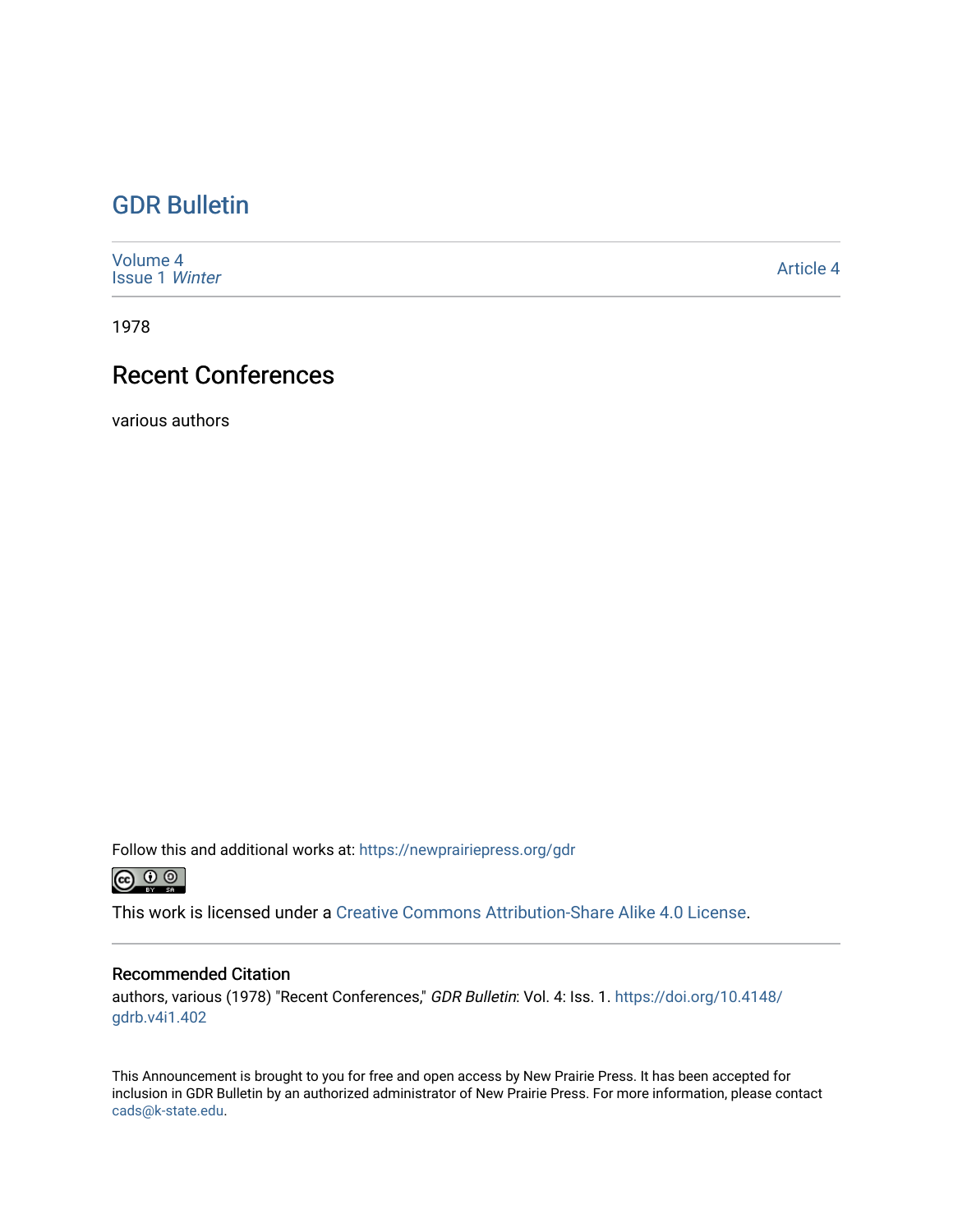# GDR Bulletin

Volume 4
Issue 1 *Winter*

Article 4

1978

## Recent Conferences

various authors

Follow this and additional works at: https://newprairiepress.org/gdr

This work is licensed under a Creative Commons Attribution-Share Alike 4.0 License.

### Recommended Citation

authors, various (1978) "Recent Conferences," *GDR Bulletin*: Vol. 4: Iss. 1. https://doi.org/10.4148/gdrb.v4i1.402

This Announcement is brought to you for free and open access by New Prairie Press. It has been accepted for inclusion in GDR Bulletin by an authorized administrator of New Prairie Press. For more information, please contact cads@k-state.edu.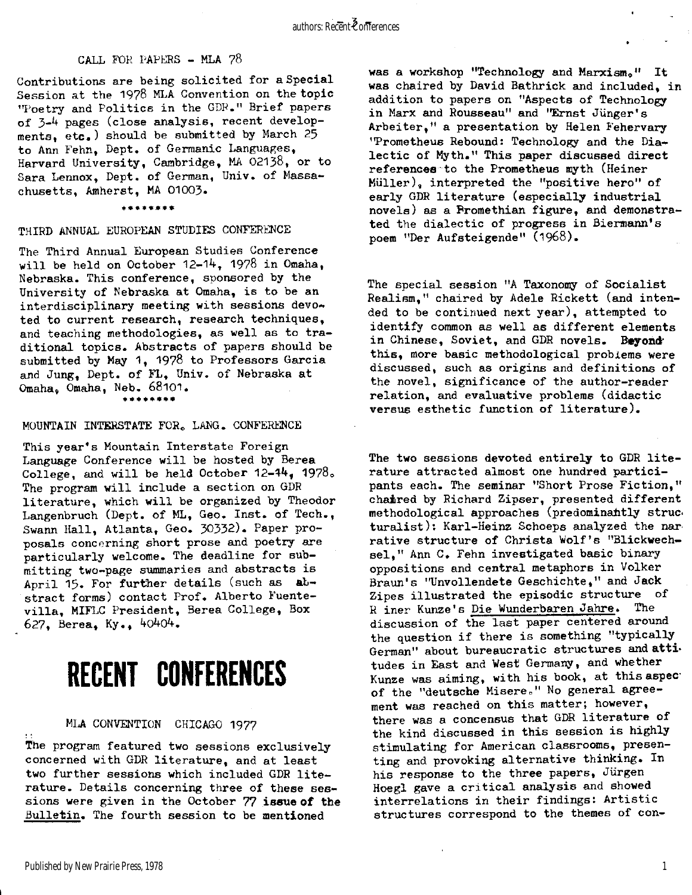CALL FOR PAPERS - MLA 78

Contributions are being solicited for a Special Session at the 1978 MLA Convention on the topic "Poetry and Politics in the GDR." Brief papers of 3-4 pages (close analysis, recent developments, etc.) should be submitted by March 25 to Ann Fehn, Dept. of Germanic Languages, Harvard University, Cambridge, MA 02138, or to Sara Lennox, Dept. of German, Univ. of Massachusetts, Amherst, MA 01003.

********

THIRD ANNUAL EUROPEAN STUDIES CONFERENCE

The Third Annual European Studies Conference will be held on October 12-14, 1978 in Omaha, Nebraska. This conference, sponsored by the University of Nebraska at Omaha, is to be an interdisciplinary meeting with sessions devoted to current research, research techniques, and teaching methodologies, as well as to traditional topics. Abstracts of papers should be submitted by May 1, 1978 to Professors Garcia and Jung, Dept. of FL, Univ. of Nebraska at Omaha, Omaha, Neb. 68101.

********

MOUNTAIN INTERSTATE FOR. LANG. CONFERENCE

This year's Mountain Interstate Foreign Language Conference will be hosted by Berea College, and will be held October 12-14, 1978. The program will include a section on GDR literature, which will be organized by Theodor Langenbruch (Dept. of ML, Geo. Inst. of Tech., Swann Hall, Atlanta, Geo. 30332). Paper proposals concerning short prose and poetry are particularly welcome. The deadline for submitting two-page summaries and abstracts is April 15. For further details (such as abstract forms) contact Prof. Alberto Fuentevilla, MIFLC President, Berea College, Box 627, Berea, Ky., 40404.

# RECENT CONFERENCES

MLA CONVENTION CHICAGO 1977

The program featured two sessions exclusively concerned with GDR literature, and at least two further sessions which included GDR literature. Details concerning three of these sessions were given in the October 77 issue of the Bulletin. The fourth session to be mentioned was a workshop "Technology and Marxism." It was chaired by David Bathrick and included, in addition to papers on "Aspects of Technology in Marx and Rousseau" and "Ernst Jünger's Arbeiter," a presentation by Helen Fehervary "Prometheus Rebound: Technology and the Dialectic of Myth." This paper discussed direct references to the Prometheus myth (Heiner Müller), interpreted the "positive hero" of early GDR literature (especially industrial novels) as a Promethian figure, and demonstrated the dialectic of progress in Biermann's poem "Der Aufsteigende" (1968).

The special session "A Taxonomy of Socialist Realism," chaired by Adele Rickett (and intended to be continued next year), attempted to identify common as well as different elements in Chinese, Soviet, and GDR novels. Beyond this, more basic methodological problems were discussed, such as origins and definitions of the novel, significance of the author-reader relation, and evaluative problems (didactic versus esthetic function of literature).

The two sessions devoted entirely to GDR literature attracted almost one hundred participants each. The seminar "Short Prose Fiction," chaired by Richard Zipser, presented different methodological approaches (predominantly structuralist): Karl-Heinz Schoeps analyzed the narrative structure of Christa Wolf's "Blickwechsel," Ann C. Fehn investigated basic binary oppositions and central metaphors in Volker Braun's "Unvollendete Geschichte," and Jack Zipes illustrated the episodic structure of R iner Kunze's Die Wunderbaren Jahre. The discussion of the last paper centered around the question if there is something "typically German" about bureaucratic structures and attitudes in East and West Germany, and whether Kunze was aiming, with his book, at this aspec of the "deutsche Misere." No general agreement was reached on this matter; however, there was a concensus that GDR literature of the kind discussed in this session is highly stimulating for American classrooms, presenting and provoking alternative thinking. In his response to the three papers, Jürgen Hoegl gave a critical analysis and showed interrelations in their findings: Artistic structures correspond to the themes of con-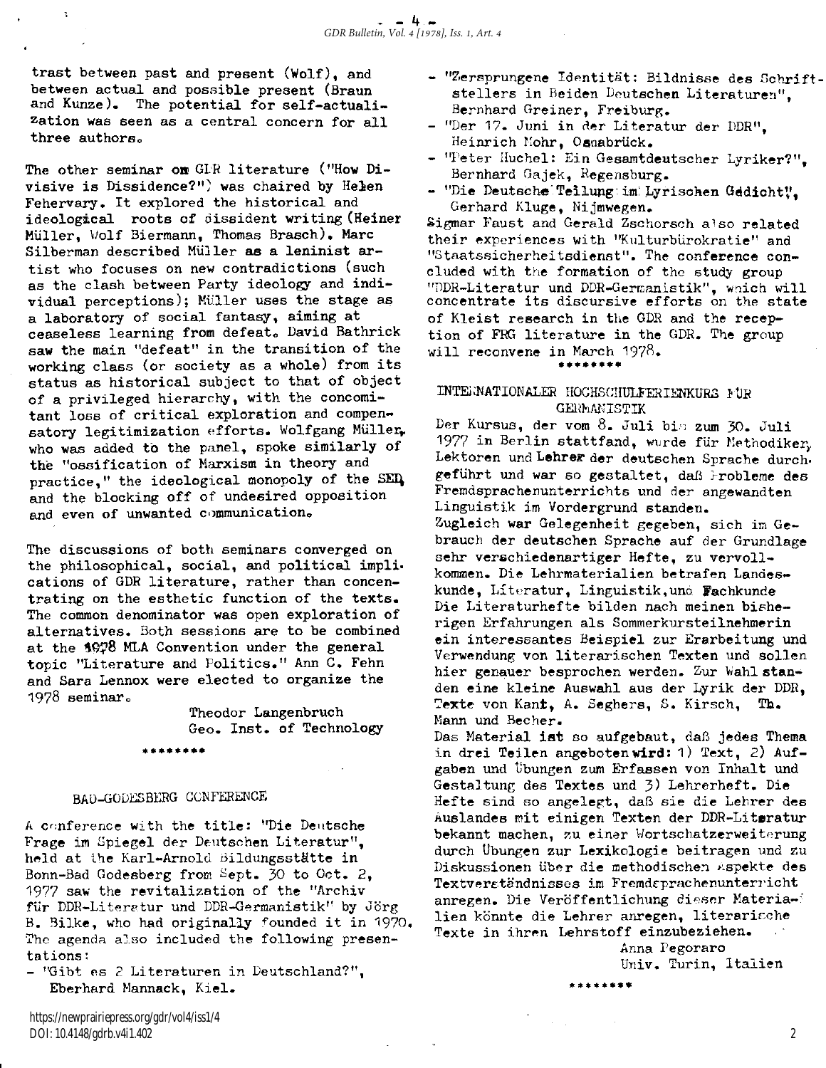trast between past and present (Wolf), and between actual and possible present (Braun and Kunze). The potential for self-actualization was seen as a central concern for all three authors.

The other seminar on GDR literature ("How Divisive is Dissidence?") was chaired by Helen Fehervary. It explored the historical and ideological roots of dissident writing (Heiner Müller, Wolf Biermann, Thomas Brasch). Marc Silberman described Müller as a leninist artist who focuses on new contradictions (such as the clash between Party ideology and individual perceptions); Müller uses the stage as a laboratory of social fantasy, aiming at ceaseless learning from defeat. David Bathrick saw the main "defeat" in the transition of the working class (or society as a whole) from its status as historical subject to that of object of a privileged hierarchy, with the concomitant loss of critical exploration and compensatory legitimization efforts. Wolfgang Müller, who was added to the panel, spoke similarly of the "ossification of Marxism in theory and practice," the ideological monopoly of the SED, and the blocking off of undesired opposition and even of unwanted communication.

The discussions of both seminars converged on the philosophical, social, and political implications of GDR literature, rather than concentrating on the esthetic function of the texts. The common denominator was open exploration of alternatives. Both sessions are to be combined at the 1978 MLA Convention under the general topic "Literature and Politics." Ann C. Fehn and Sara Lennox were elected to organize the 1978 seminar.

Theodor Langenbruch
Geo. Inst. of Technology

********

## BAD-GODESBERG CONFERENCE

A conference with the title: "Die Deutsche Frage im Spiegel der Deutschen Literatur", held at the Karl-Arnold Bildungsstätte in Bonn-Bad Godesberg from Sept. 30 to Oct. 2, 1977 saw the revitalization of the "Archiv für DDR-Literatur und DDR-Germanistik" by Jörg B. Bilke, who had originally founded it in 1970. The agenda also included the following presentations:

- "Gibt es 2 Literaturen in Deutschland?", Eberhard Mannack, Kiel.
- "Zersprungene Identität: Bildnisse des Schriftstellers in Beiden Deutschen Literaturen", Bernhard Greiner, Freiburg.
- "Der 17. Juni in der Literatur der DDR", Heinrich Mohr, Osnabrück.
- "Peter Huchel: Ein Gesamtdeutscher Lyriker?", Bernhard Gajek, Regensburg.
- "Die Deutsche Teilung im Lyrischen Gedicht", Gerhard Kluge, Nijmwegen.

Sigmar Faust and Gerald Zschorsch also related their experiences with "Kulturbürokratie" and "Staatssicherheitsdienst". The conference concluded with the formation of the study group "DDR-Literatur und DDR-Germanistik", which will concentrate its discursive efforts on the state of Kleist research in the GDR and the reception of FRG literature in the GDR. The group will reconvene in March 1978.

********

## INTERNATIONALER HOCHSCHULFERIENKURS FÜR GERMANISTIK

Der Kursus, der vom 8. Juli bis zum 30. Juli 1977 in Berlin stattfand, wurde für Methodiker, Lektoren und Lehrer der deutschen Sprache durchgeführt und war so gestaltet, daß Probleme des Fremdsprachenunterrichts und der angewandten Linguistik im Vordergrund standen.
Zugleich war Gelegenheit gegeben, sich im Gebrauch der deutschen Sprache auf der Grundlage sehr verschiedenartiger Hefte, zu vervollkommen. Die Lehrmaterialien betrafen Landeskunde, Literatur, Linguistik, und Fachkunde
Die Literaturhefte bilden nach meinen bisherigen Erfahrungen als Sommerkursteilnehmerin ein interessantes Beispiel zur Erarbeitung und Verwendung von literarischen Texten und sollen hier genauer besprochen werden. Zur Wahl standen eine kleine Auswahl aus der Lyrik der DDR, Texte von Kant, A. Seghers, S. Kirsch, Th. Mann und Becher.
Das Material ist so aufgebaut, daß jedes Thema in drei Teilen angeboten wird: 1) Text, 2) Aufgaben und Übungen zum Erfassen von Inhalt und Gestaltung des Textes und 3) Lehrerheft. Die Hefte sind so angelegt, daß sie die Lehrer des Auslandes mit einigen Texten der DDR-Literatur bekannt machen, zu einer Wortschatzerweiterung durch Übungen zur Lexikologie beitragen und zu Diskussionen über die methodischen Aspekte des Textverständnisses im Fremdsprachenunterricht anregen. Die Veröffentlichung dieser Materialien könnte die Lehrer anregen, literarische Texte in ihren Lehrstoff einzubeziehen.

Anna Pegoraro
Univ. Turin, Italien

********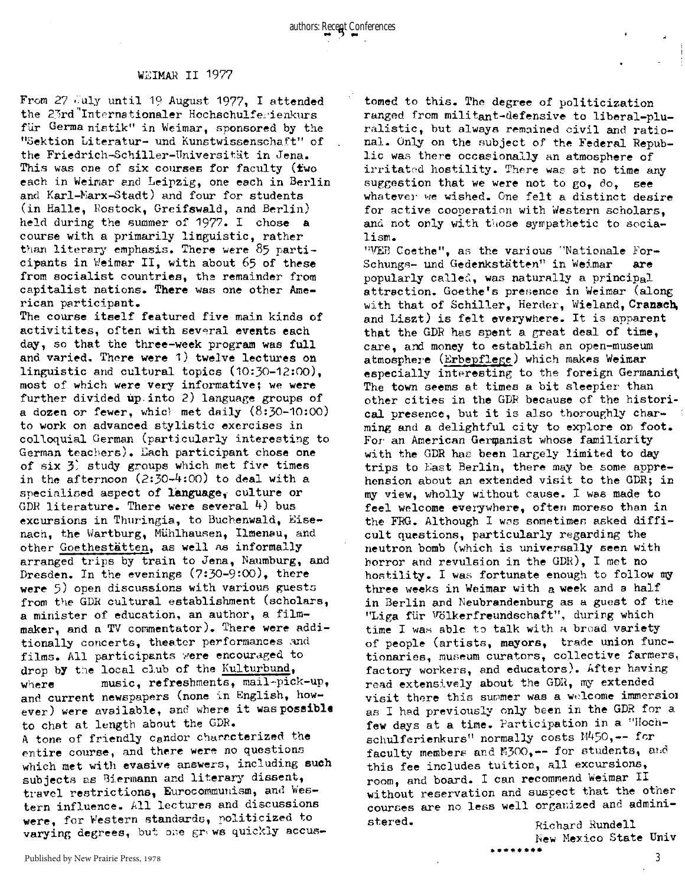## WEIMAR II 1977

From 27 July until 19 August 1977, I attended the 23rd "Internationaler Hochschulferienkurs für Germanistik" in Weimar, sponsored by the "Sektion Literatur- und Kunstwissenschaft" of the Friedrich-Schiller-Universität in Jena. This was one of six courses for faculty (two each in Weimar and Leipzig, one each in Berlin and Karl-Marx-Stadt) and four for students (in Halle, Rostock, Greifswald, and Berlin) held during the summer of 1977. I chose a course with a primarily linguistic, rather than literary emphasis. There were 85 participants in Weimar II, with about 65 of these from socialist countries, the remainder from capitalist nations. There was one other American participant.

The course itself featured five main kinds of activitites, often with several events each day, so that the three-week program was full and varied. There were 1) twelve lectures on linguistic and cultural topics (10:30-12:00), most of which were very informative; we were further divided up into 2) language groups of a dozen or fewer, which met daily (8:30-10:00) to work on advanced stylistic exercises in colloquial German (particularly interesting to German teachers). Each participant chose one of six 3) study groups which met five times in the afternoon (2:30-4:00) to deal with a specialised aspect of language, culture or GDR literature. There were several 4) bus excursions in Thuringia, to Buchenwald, Eisenach, the Wartburg, Mühlhausen, Ilmenau, and other Goethestätten, as well as informally arranged trips by train to Jena, Naumburg, and Dresden. In the evenings (7:30-9:00), there were 5) open discussions with various guests from the GDR cultural establishment (scholars, a minister of education, an author, a filmmaker, and a TV commentator). There were additionally concerts, theater performances and films. All participants were encouraged to drop by the local club of the Kulturbund, where music, refreshments, mail-pick-up, and current newspapers (none in English, however) were available, and where it was possible to chat at length about the GDR.

A tone of friendly candor characterized the entire course, and there were no questions which met with evasive answers, including such subjects as Biermann and literary dissent, travel restrictions, Eurocommunism, and Western influence. All lectures and discussions were, for Western standards, politicized to varying degrees, but one grows quickly accustomed to this. The degree of politicization ranged from militant-defensive to liberal-pluralistic, but always remained civil and rational. Only on the subject of the Federal Republic was there occasionally an atmosphere of irritated hostility. There was at no time any suggestion that we were not to go, do, see whatever we wished. One felt a distinct desire for active cooperation with Western scholars, and not only with those sympathetic to socialism.

"VEB Goethe", as the various "Nationale Forschungs- und Gedenkstätten" in Weimar are popularly called, was naturally a principal attraction. Goethe's presence in Weimar (along with that of Schiller, Herder, Wieland, Cranach, and Liszt) is felt everywhere. It is apparent that the GDR has spent a great deal of time, care, and money to establish an open-museum atmosphere (Erbepflege) which makes Weimar especially interesting to the foreign Germanist. The town seems at times a bit sleepier than other cities in the GDR because of the historical presence, but it is also thoroughly charming and a delightful city to explore on foot. For an American Germanist whose familiarity with the GDR has been largely limited to day trips to East Berlin, there may be some apprehension about an extended visit to the GDR; in my view, wholly without cause. I was made to feel welcome everywhere, often moreso than in the FRG. Although I was sometimes asked difficult questions, particularly regarding the neutron bomb (which is universally seen with horror and revulsion in the GDR), I met no hostility. I was fortunate enough to follow my three weeks in Weimar with a week and a half in Berlin and Neubrandenburg as a guest of the "Liga für Völkerfreundschaft", during which time I was able to talk with a broad variety of people (artists, mayors, trade union functionaries, museum curators, collective farmers, factory workers, and educators). After having read extensively about the GDR, my extended visit there this summer was a welcome immersion as I had previously only been in the GDR for a few days at a time. Participation in a "Hochschulferienkurs" normally costs M450,-- for faculty members and M300,-- for students, and this fee includes tuition, all excursions, room, and board. I can recommend Weimar II without reservation and suspect that the other courses are no less well organized and administered.

Richard Rundell
New Mexico State Univ

\*\*\*\*\*\*\*\*